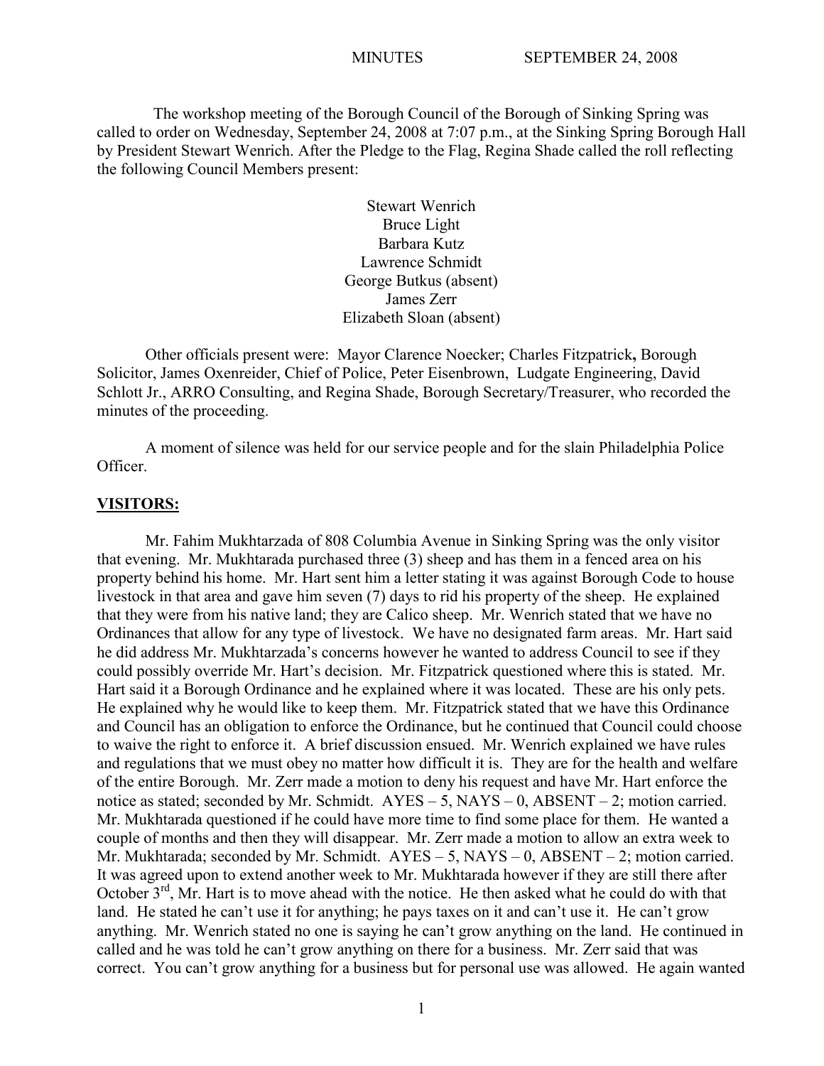The workshop meeting of the Borough Council of the Borough of Sinking Spring was called to order on Wednesday, September 24, 2008 at 7:07 p.m., at the Sinking Spring Borough Hall by President Stewart Wenrich. After the Pledge to the Flag, Regina Shade called the roll reflecting the following Council Members present:

Stewart Wenrich  
Bruce Light  
Barbara Kutz  
Lawrence Schmidt  
George Butkus (absent)  
James Zerr  
Elizabeth Sloan (absent)

Other officials present were: Mayor Clarence Noecker; Charles Fitzpatrick**,** Borough Solicitor, James Oxenreider, Chief of Police, Peter Eisenbrown, Ludgate Engineering, David Schlott Jr., ARRO Consulting, and Regina Shade, Borough Secretary/Treasurer, who recorded the minutes of the proceeding.

A moment of silence was held for our service people and for the slain Philadelphia Police Officer.

## **VISITORS:**

Mr. Fahim Mukhtarzada of 808 Columbia Avenue in Sinking Spring was the only visitor that evening. Mr. Mukhtarada purchased three (3) sheep and has them in a fenced area on his property behind his home. Mr. Hart sent him a letter stating it was against Borough Code to house livestock in that area and gave him seven (7) days to rid his property of the sheep. He explained that they were from his native land; they are Calico sheep. Mr. Wenrich stated that we have no Ordinances that allow for any type of livestock. We have no designated farm areas. Mr. Hart said he did address Mr. Mukhtarzada's concerns however he wanted to address Council to see if they could possibly override Mr. Hart's decision. Mr. Fitzpatrick questioned where this is stated. Mr. Hart said it a Borough Ordinance and he explained where it was located. These are his only pets. He explained why he would like to keep them. Mr. Fitzpatrick stated that we have this Ordinance and Council has an obligation to enforce the Ordinance, but he continued that Council could choose to waive the right to enforce it. A brief discussion ensued. Mr. Wenrich explained we have rules and regulations that we must obey no matter how difficult it is. They are for the health and welfare of the entire Borough. Mr. Zerr made a motion to deny his request and have Mr. Hart enforce the notice as stated; seconded by Mr. Schmidt. AYES – 5, NAYS – 0, ABSENT – 2; motion carried. Mr. Mukhtarada questioned if he could have more time to find some place for them. He wanted a couple of months and then they will disappear. Mr. Zerr made a motion to allow an extra week to Mr. Mukhtarada; seconded by Mr. Schmidt. AYES – 5, NAYS – 0, ABSENT – 2; motion carried. It was agreed upon to extend another week to Mr. Mukhtarada however if they are still there after October 3rd, Mr. Hart is to move ahead with the notice. He then asked what he could do with that land. He stated he can't use it for anything; he pays taxes on it and can't use it. He can't grow anything. Mr. Wenrich stated no one is saying he can't grow anything on the land. He continued in called and he was told he can't grow anything on there for a business. Mr. Zerr said that was correct. You can't grow anything for a business but for personal use was allowed. He again wanted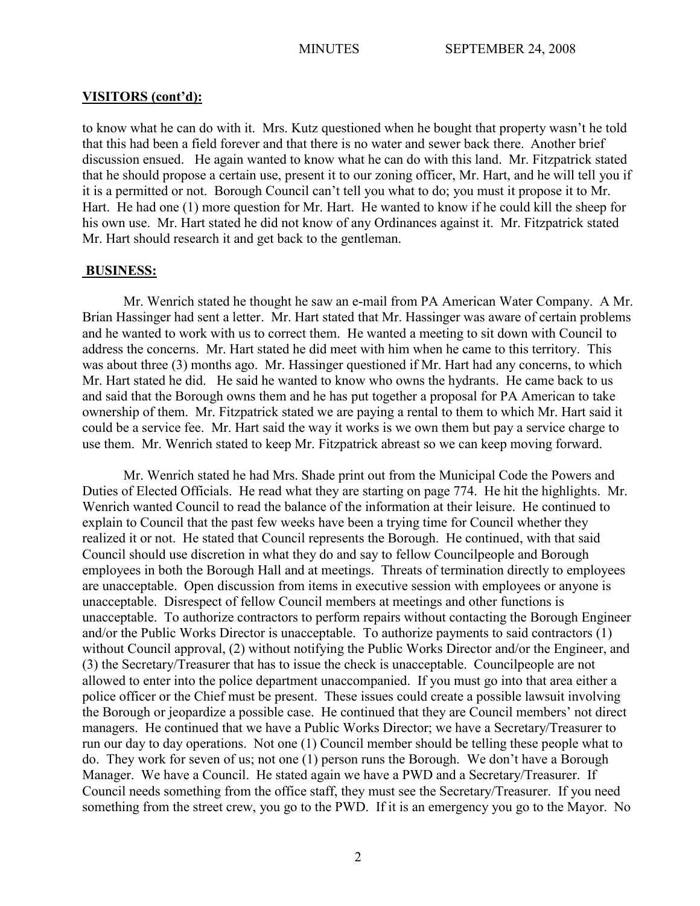## VISITORS (cont'd):

to know what he can do with it. Mrs. Kutz questioned when he bought that property wasn't he told that this had been a field forever and that there is no water and sewer back there. Another brief discussion ensued. He again wanted to know what he can do with this land. Mr. Fitzpatrick stated that he should propose a certain use, present it to our zoning officer, Mr. Hart, and he will tell you if it is a permitted or not. Borough Council can't tell you what to do; you must it propose it to Mr. Hart. He had one (1) more question for Mr. Hart. He wanted to know if he could kill the sheep for his own use. Mr. Hart stated he did not know of any Ordinances against it. Mr. Fitzpatrick stated Mr. Hart should research it and get back to the gentleman.

## BUSINESS:

Mr. Wenrich stated he thought he saw an e-mail from PA American Water Company. A Mr. Brian Hassinger had sent a letter. Mr. Hart stated that Mr. Hassinger was aware of certain problems and he wanted to work with us to correct them. He wanted a meeting to sit down with Council to address the concerns. Mr. Hart stated he did meet with him when he came to this territory. This was about three (3) months ago. Mr. Hassinger questioned if Mr. Hart had any concerns, to which Mr. Hart stated he did. He said he wanted to know who owns the hydrants. He came back to us and said that the Borough owns them and he has put together a proposal for PA American to take ownership of them. Mr. Fitzpatrick stated we are paying a rental to them to which Mr. Hart said it could be a service fee. Mr. Hart said the way it works is we own them but pay a service charge to use them. Mr. Wenrich stated to keep Mr. Fitzpatrick abreast so we can keep moving forward.

Mr. Wenrich stated he had Mrs. Shade print out from the Municipal Code the Powers and Duties of Elected Officials. He read what they are starting on page 774. He hit the highlights. Mr. Wenrich wanted Council to read the balance of the information at their leisure. He continued to explain to Council that the past few weeks have been a trying time for Council whether they realized it or not. He stated that Council represents the Borough. He continued, with that said Council should use discretion in what they do and say to fellow Councilpeople and Borough employees in both the Borough Hall and at meetings. Threats of termination directly to employees are unacceptable. Open discussion from items in executive session with employees or anyone is unacceptable. Disrespect of fellow Council members at meetings and other functions is unacceptable. To authorize contractors to perform repairs without contacting the Borough Engineer and/or the Public Works Director is unacceptable. To authorize payments to said contractors (1) without Council approval, (2) without notifying the Public Works Director and/or the Engineer, and (3) the Secretary/Treasurer that has to issue the check is unacceptable. Councilpeople are not allowed to enter into the police department unaccompanied. If you must go into that area either a police officer or the Chief must be present. These issues could create a possible lawsuit involving the Borough or jeopardize a possible case. He continued that they are Council members' not direct managers. He continued that we have a Public Works Director; we have a Secretary/Treasurer to run our day to day operations. Not one (1) Council member should be telling these people what to do. They work for seven of us; not one (1) person runs the Borough. We don't have a Borough Manager. We have a Council. He stated again we have a PWD and a Secretary/Treasurer. If Council needs something from the office staff, they must see the Secretary/Treasurer. If you need something from the street crew, you go to the PWD. If it is an emergency you go to the Mayor. No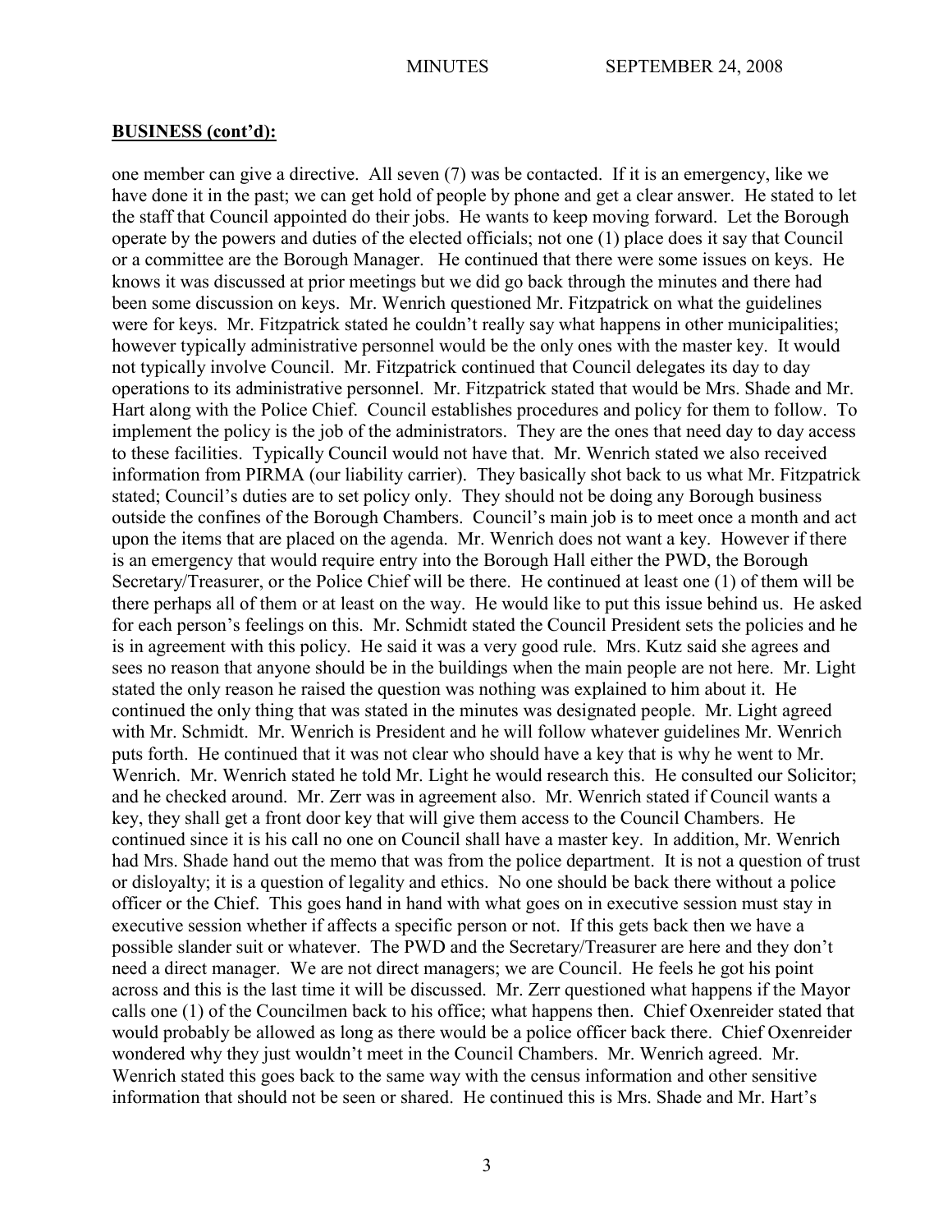## BUSINESS (cont'd):

one member can give a directive. All seven (7) was be contacted. If it is an emergency, like we have done it in the past; we can get hold of people by phone and get a clear answer. He stated to let the staff that Council appointed do their jobs. He wants to keep moving forward. Let the Borough operate by the powers and duties of the elected officials; not one (1) place does it say that Council or a committee are the Borough Manager. He continued that there were some issues on keys. He knows it was discussed at prior meetings but we did go back through the minutes and there had been some discussion on keys. Mr. Wenrich questioned Mr. Fitzpatrick on what the guidelines were for keys. Mr. Fitzpatrick stated he couldn't really say what happens in other municipalities; however typically administrative personnel would be the only ones with the master key. It would not typically involve Council. Mr. Fitzpatrick continued that Council delegates its day to day operations to its administrative personnel. Mr. Fitzpatrick stated that would be Mrs. Shade and Mr. Hart along with the Police Chief. Council establishes procedures and policy for them to follow. To implement the policy is the job of the administrators. They are the ones that need day to day access to these facilities. Typically Council would not have that. Mr. Wenrich stated we also received information from PIRMA (our liability carrier). They basically shot back to us what Mr. Fitzpatrick stated; Council's duties are to set policy only. They should not be doing any Borough business outside the confines of the Borough Chambers. Council's main job is to meet once a month and act upon the items that are placed on the agenda. Mr. Wenrich does not want a key. However if there is an emergency that would require entry into the Borough Hall either the PWD, the Borough Secretary/Treasurer, or the Police Chief will be there. He continued at least one (1) of them will be there perhaps all of them or at least on the way. He would like to put this issue behind us. He asked for each person's feelings on this. Mr. Schmidt stated the Council President sets the policies and he is in agreement with this policy. He said it was a very good rule. Mrs. Kutz said she agrees and sees no reason that anyone should be in the buildings when the main people are not here. Mr. Light stated the only reason he raised the question was nothing was explained to him about it. He continued the only thing that was stated in the minutes was designated people. Mr. Light agreed with Mr. Schmidt. Mr. Wenrich is President and he will follow whatever guidelines Mr. Wenrich puts forth. He continued that it was not clear who should have a key that is why he went to Mr. Wenrich. Mr. Wenrich stated he told Mr. Light he would research this. He consulted our Solicitor; and he checked around. Mr. Zerr was in agreement also. Mr. Wenrich stated if Council wants a key, they shall get a front door key that will give them access to the Council Chambers. He continued since it is his call no one on Council shall have a master key. In addition, Mr. Wenrich had Mrs. Shade hand out the memo that was from the police department. It is not a question of trust or disloyalty; it is a question of legality and ethics. No one should be back there without a police officer or the Chief. This goes hand in hand with what goes on in executive session must stay in executive session whether if affects a specific person or not. If this gets back then we have a possible slander suit or whatever. The PWD and the Secretary/Treasurer are here and they don't need a direct manager. We are not direct managers; we are Council. He feels he got his point across and this is the last time it will be discussed. Mr. Zerr questioned what happens if the Mayor calls one (1) of the Councilmen back to his office; what happens then. Chief Oxenreider stated that would probably be allowed as long as there would be a police officer back there. Chief Oxenreider wondered why they just wouldn't meet in the Council Chambers. Mr. Wenrich agreed. Mr. Wenrich stated this goes back to the same way with the census information and other sensitive information that should not be seen or shared. He continued this is Mrs. Shade and Mr. Hart's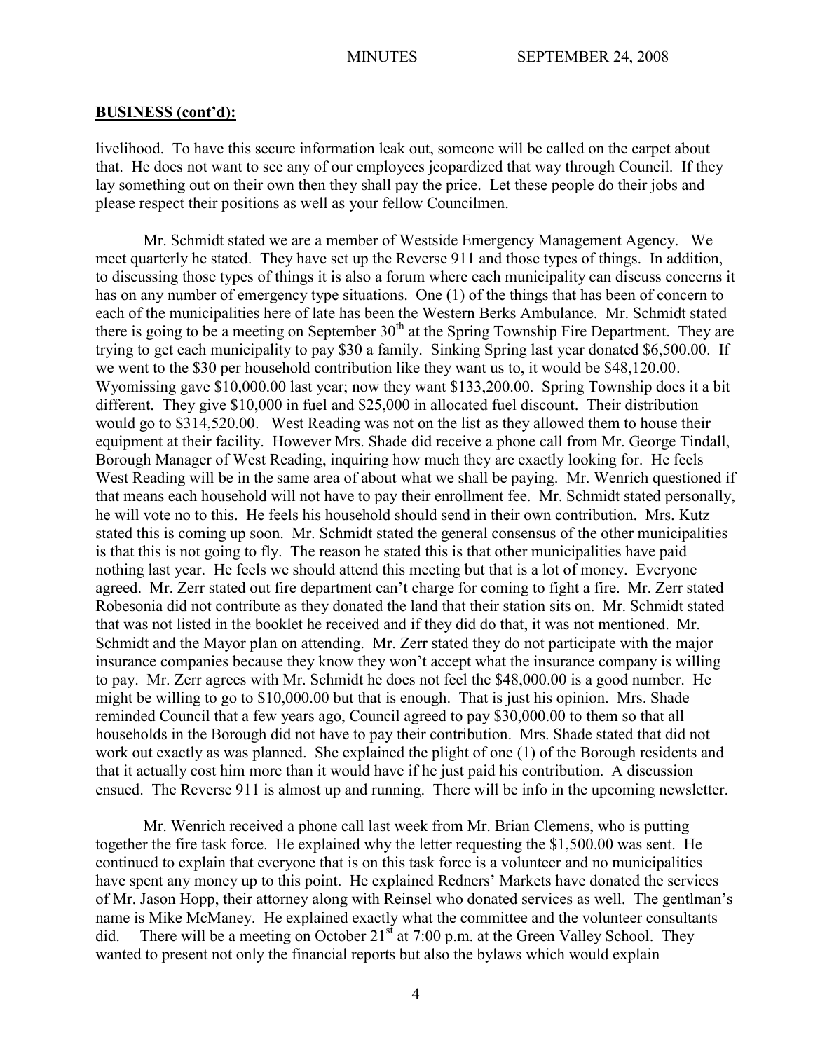**BUSINESS (cont'd):**

livelihood. To have this secure information leak out, someone will be called on the carpet about that. He does not want to see any of our employees jeopardized that way through Council. If they lay something out on their own then they shall pay the price. Let these people do their jobs and please respect their positions as well as your fellow Councilmen.

Mr. Schmidt stated we are a member of Westside Emergency Management Agency. We meet quarterly he stated. They have set up the Reverse 911 and those types of things. In addition, to discussing those types of things it is also a forum where each municipality can discuss concerns it has on any number of emergency type situations. One (1) of the things that has been of concern to each of the municipalities here of late has been the Western Berks Ambulance. Mr. Schmidt stated there is going to be a meeting on September 30th at the Spring Township Fire Department. They are trying to get each municipality to pay $30 a family. Sinking Spring last year donated $6,500.00. If we went to the $30 per household contribution like they want us to, it would be $48,120.00. Wyomissing gave $10,000.00 last year; now they want $133,200.00. Spring Township does it a bit different. They give $10,000 in fuel and $25,000 in allocated fuel discount. Their distribution would go to $314,520.00. West Reading was not on the list as they allowed them to house their equipment at their facility. However Mrs. Shade did receive a phone call from Mr. George Tindall, Borough Manager of West Reading, inquiring how much they are exactly looking for. He feels West Reading will be in the same area of about what we shall be paying. Mr. Wenrich questioned if that means each household will not have to pay their enrollment fee. Mr. Schmidt stated personally, he will vote no to this. He feels his household should send in their own contribution. Mrs. Kutz stated this is coming up soon. Mr. Schmidt stated the general consensus of the other municipalities is that this is not going to fly. The reason he stated this is that other municipalities have paid nothing last year. He feels we should attend this meeting but that is a lot of money. Everyone agreed. Mr. Zerr stated out fire department can't charge for coming to fight a fire. Mr. Zerr stated Robesonia did not contribute as they donated the land that their station sits on. Mr. Schmidt stated that was not listed in the booklet he received and if they did do that, it was not mentioned. Mr. Schmidt and the Mayor plan on attending. Mr. Zerr stated they do not participate with the major insurance companies because they know they won't accept what the insurance company is willing to pay. Mr. Zerr agrees with Mr. Schmidt he does not feel the $48,000.00 is a good number. He might be willing to go to $10,000.00 but that is enough. That is just his opinion. Mrs. Shade reminded Council that a few years ago, Council agreed to pay $30,000.00 to them so that all households in the Borough did not have to pay their contribution. Mrs. Shade stated that did not work out exactly as was planned. She explained the plight of one (1) of the Borough residents and that it actually cost him more than it would have if he just paid his contribution. A discussion ensued. The Reverse 911 is almost up and running. There will be info in the upcoming newsletter.

Mr. Wenrich received a phone call last week from Mr. Brian Clemens, who is putting together the fire task force. He explained why the letter requesting the $1,500.00 was sent. He continued to explain that everyone that is on this task force is a volunteer and no municipalities have spent any money up to this point. He explained Redners' Markets have donated the services of Mr. Jason Hopp, their attorney along with Reinsel who donated services as well. The gentlman's name is Mike McManey. He explained exactly what the committee and the volunteer consultants did. There will be a meeting on October 21st at 7:00 p.m. at the Green Valley School. They wanted to present not only the financial reports but also the bylaws which would explain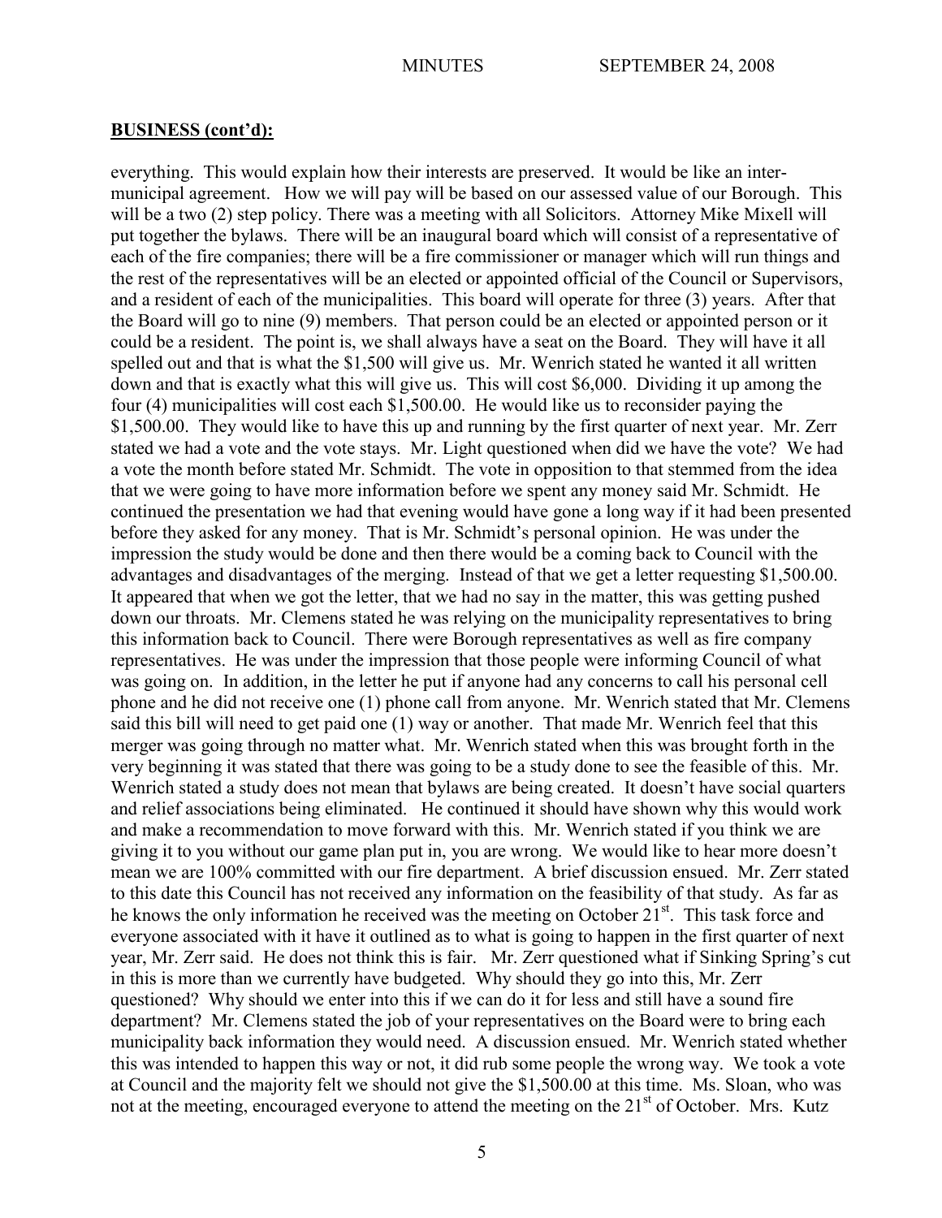## BUSINESS (cont'd):

everything. This would explain how their interests are preserved. It would be like an inter-municipal agreement. How we will pay will be based on our assessed value of our Borough. This will be a two (2) step policy. There was a meeting with all Solicitors. Attorney Mike Mixell will put together the bylaws. There will be an inaugural board which will consist of a representative of each of the fire companies; there will be a fire commissioner or manager which will run things and the rest of the representatives will be an elected or appointed official of the Council or Supervisors, and a resident of each of the municipalities. This board will operate for three (3) years. After that the Board will go to nine (9) members. That person could be an elected or appointed person or it could be a resident. The point is, we shall always have a seat on the Board. They will have it all spelled out and that is what the $1,500 will give us. Mr. Wenrich stated he wanted it all written down and that is exactly what this will give us. This will cost $6,000. Dividing it up among the four (4) municipalities will cost each $1,500.00. He would like us to reconsider paying the $1,500.00. They would like to have this up and running by the first quarter of next year. Mr. Zerr stated we had a vote and the vote stays. Mr. Light questioned when did we have the vote? We had a vote the month before stated Mr. Schmidt. The vote in opposition to that stemmed from the idea that we were going to have more information before we spent any money said Mr. Schmidt. He continued the presentation we had that evening would have gone a long way if it had been presented before they asked for any money. That is Mr. Schmidt's personal opinion. He was under the impression the study would be done and then there would be a coming back to Council with the advantages and disadvantages of the merging. Instead of that we get a letter requesting $1,500.00. It appeared that when we got the letter, that we had no say in the matter, this was getting pushed down our throats. Mr. Clemens stated he was relying on the municipality representatives to bring this information back to Council. There were Borough representatives as well as fire company representatives. He was under the impression that those people were informing Council of what was going on. In addition, in the letter he put if anyone had any concerns to call his personal cell phone and he did not receive one (1) phone call from anyone. Mr. Wenrich stated that Mr. Clemens said this bill will need to get paid one (1) way or another. That made Mr. Wenrich feel that this merger was going through no matter what. Mr. Wenrich stated when this was brought forth in the very beginning it was stated that there was going to be a study done to see the feasible of this. Mr. Wenrich stated a study does not mean that bylaws are being created. It doesn't have social quarters and relief associations being eliminated. He continued it should have shown why this would work and make a recommendation to move forward with this. Mr. Wenrich stated if you think we are giving it to you without our game plan put in, you are wrong. We would like to hear more doesn't mean we are 100% committed with our fire department. A brief discussion ensued. Mr. Zerr stated to this date this Council has not received any information on the feasibility of that study. As far as he knows the only information he received was the meeting on October 21st. This task force and everyone associated with it have it outlined as to what is going to happen in the first quarter of next year, Mr. Zerr said. He does not think this is fair. Mr. Zerr questioned what if Sinking Spring's cut in this is more than we currently have budgeted. Why should they go into this, Mr. Zerr questioned? Why should we enter into this if we can do it for less and still have a sound fire department? Mr. Clemens stated the job of your representatives on the Board were to bring each municipality back information they would need. A discussion ensued. Mr. Wenrich stated whether this was intended to happen this way or not, it did rub some people the wrong way. We took a vote at Council and the majority felt we should not give the $1,500.00 at this time. Ms. Sloan, who was not at the meeting, encouraged everyone to attend the meeting on the 21st of October. Mrs. Kutz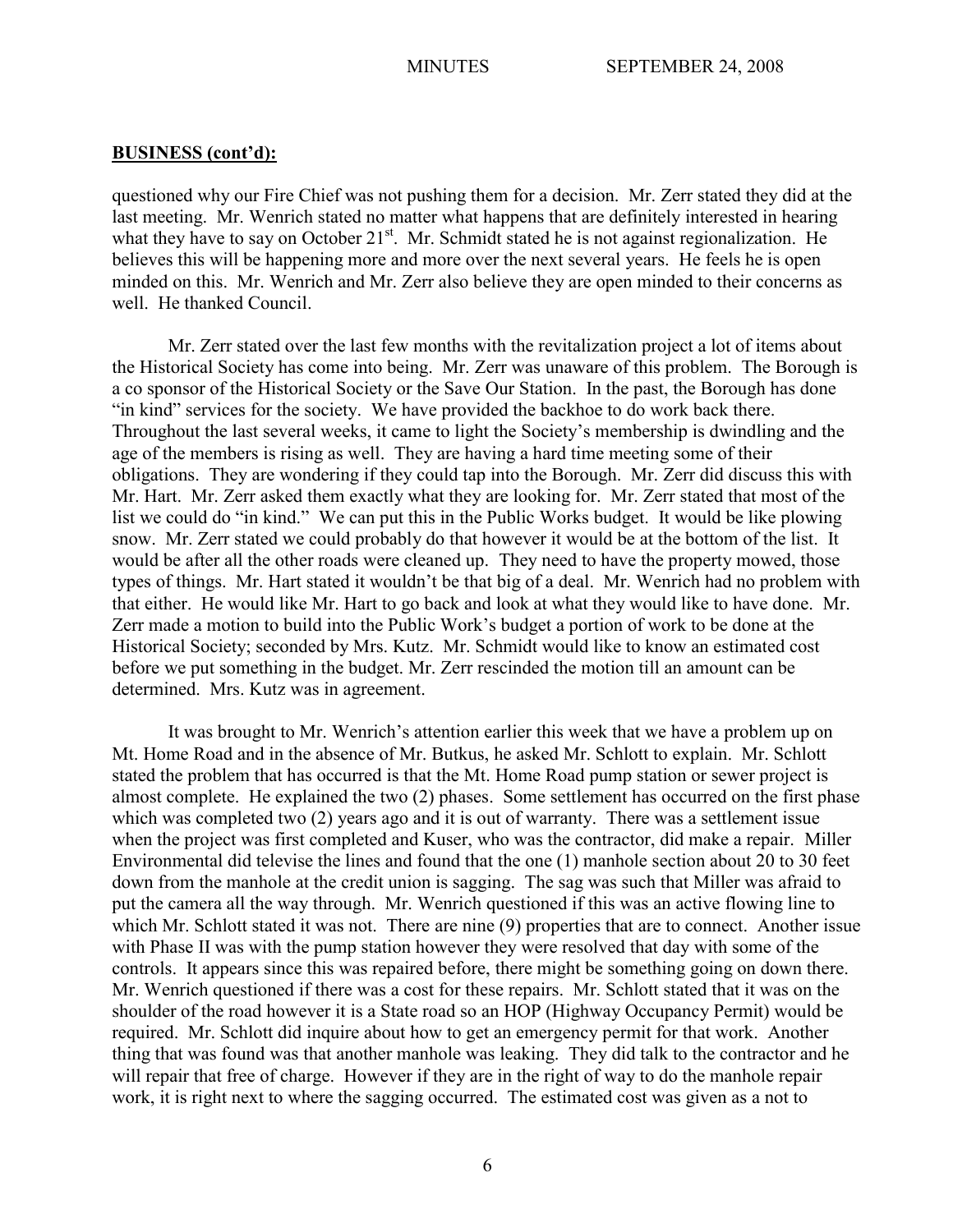## BUSINESS (cont'd):

questioned why our Fire Chief was not pushing them for a decision. Mr. Zerr stated they did at the last meeting. Mr. Wenrich stated no matter what happens that are definitely interested in hearing what they have to say on October 21st. Mr. Schmidt stated he is not against regionalization. He believes this will be happening more and more over the next several years. He feels he is open minded on this. Mr. Wenrich and Mr. Zerr also believe they are open minded to their concerns as well. He thanked Council.

Mr. Zerr stated over the last few months with the revitalization project a lot of items about the Historical Society has come into being. Mr. Zerr was unaware of this problem. The Borough is a co sponsor of the Historical Society or the Save Our Station. In the past, the Borough has done "in kind" services for the society. We have provided the backhoe to do work back there. Throughout the last several weeks, it came to light the Society's membership is dwindling and the age of the members is rising as well. They are having a hard time meeting some of their obligations. They are wondering if they could tap into the Borough. Mr. Zerr did discuss this with Mr. Hart. Mr. Zerr asked them exactly what they are looking for. Mr. Zerr stated that most of the list we could do "in kind." We can put this in the Public Works budget. It would be like plowing snow. Mr. Zerr stated we could probably do that however it would be at the bottom of the list. It would be after all the other roads were cleaned up. They need to have the property mowed, those types of things. Mr. Hart stated it wouldn't be that big of a deal. Mr. Wenrich had no problem with that either. He would like Mr. Hart to go back and look at what they would like to have done. Mr. Zerr made a motion to build into the Public Work's budget a portion of work to be done at the Historical Society; seconded by Mrs. Kutz. Mr. Schmidt would like to know an estimated cost before we put something in the budget. Mr. Zerr rescinded the motion till an amount can be determined. Mrs. Kutz was in agreement.

It was brought to Mr. Wenrich's attention earlier this week that we have a problem up on Mt. Home Road and in the absence of Mr. Butkus, he asked Mr. Schlott to explain. Mr. Schlott stated the problem that has occurred is that the Mt. Home Road pump station or sewer project is almost complete. He explained the two (2) phases. Some settlement has occurred on the first phase which was completed two (2) years ago and it is out of warranty. There was a settlement issue when the project was first completed and Kuser, who was the contractor, did make a repair. Miller Environmental did televise the lines and found that the one (1) manhole section about 20 to 30 feet down from the manhole at the credit union is sagging. The sag was such that Miller was afraid to put the camera all the way through. Mr. Wenrich questioned if this was an active flowing line to which Mr. Schlott stated it was not. There are nine (9) properties that are to connect. Another issue with Phase II was with the pump station however they were resolved that day with some of the controls. It appears since this was repaired before, there might be something going on down there. Mr. Wenrich questioned if there was a cost for these repairs. Mr. Schlott stated that it was on the shoulder of the road however it is a State road so an HOP (Highway Occupancy Permit) would be required. Mr. Schlott did inquire about how to get an emergency permit for that work. Another thing that was found was that another manhole was leaking. They did talk to the contractor and he will repair that free of charge. However if they are in the right of way to do the manhole repair work, it is right next to where the sagging occurred. The estimated cost was given as a not to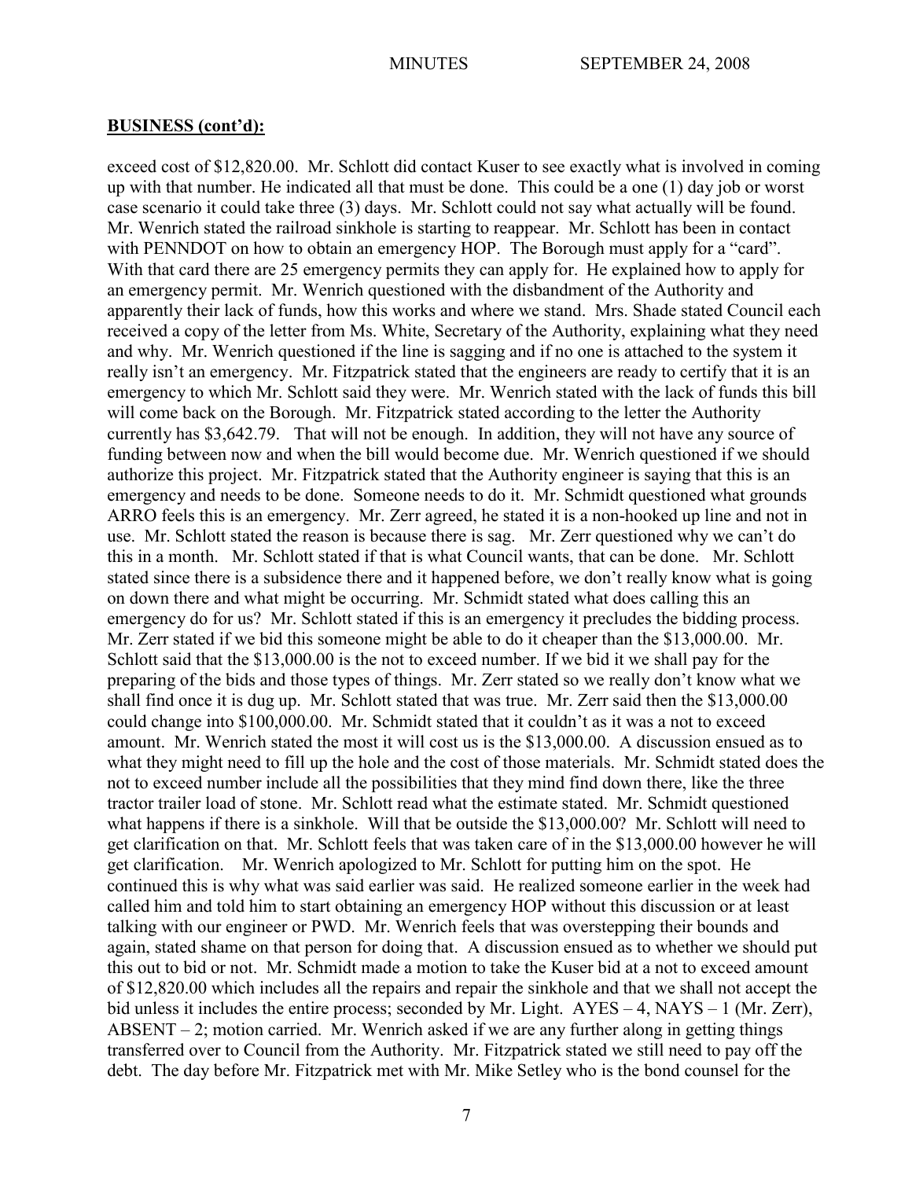**BUSINESS (cont'd):**

exceed cost of $12,820.00. Mr. Schlott did contact Kuser to see exactly what is involved in coming up with that number. He indicated all that must be done. This could be a one (1) day job or worst case scenario it could take three (3) days. Mr. Schlott could not say what actually will be found. Mr. Wenrich stated the railroad sinkhole is starting to reappear. Mr. Schlott has been in contact with PENNDOT on how to obtain an emergency HOP. The Borough must apply for a "card". With that card there are 25 emergency permits they can apply for. He explained how to apply for an emergency permit. Mr. Wenrich questioned with the disbandment of the Authority and apparently their lack of funds, how this works and where we stand. Mrs. Shade stated Council each received a copy of the letter from Ms. White, Secretary of the Authority, explaining what they need and why. Mr. Wenrich questioned if the line is sagging and if no one is attached to the system it really isn't an emergency. Mr. Fitzpatrick stated that the engineers are ready to certify that it is an emergency to which Mr. Schlott said they were. Mr. Wenrich stated with the lack of funds this bill will come back on the Borough. Mr. Fitzpatrick stated according to the letter the Authority currently has $3,642.79. That will not be enough. In addition, they will not have any source of funding between now and when the bill would become due. Mr. Wenrich questioned if we should authorize this project. Mr. Fitzpatrick stated that the Authority engineer is saying that this is an emergency and needs to be done. Someone needs to do it. Mr. Schmidt questioned what grounds ARRO feels this is an emergency. Mr. Zerr agreed, he stated it is a non-hooked up line and not in use. Mr. Schlott stated the reason is because there is sag. Mr. Zerr questioned why we can't do this in a month. Mr. Schlott stated if that is what Council wants, that can be done. Mr. Schlott stated since there is a subsidence there and it happened before, we don't really know what is going on down there and what might be occurring. Mr. Schmidt stated what does calling this an emergency do for us? Mr. Schlott stated if this is an emergency it precludes the bidding process. Mr. Zerr stated if we bid this someone might be able to do it cheaper than the $13,000.00. Mr. Schlott said that the $13,000.00 is the not to exceed number. If we bid it we shall pay for the preparing of the bids and those types of things. Mr. Zerr stated so we really don't know what we shall find once it is dug up. Mr. Schlott stated that was true. Mr. Zerr said then the $13,000.00 could change into $100,000.00. Mr. Schmidt stated that it couldn't as it was a not to exceed amount. Mr. Wenrich stated the most it will cost us is the $13,000.00. A discussion ensued as to what they might need to fill up the hole and the cost of those materials. Mr. Schmidt stated does the not to exceed number include all the possibilities that they mind find down there, like the three tractor trailer load of stone. Mr. Schlott read what the estimate stated. Mr. Schmidt questioned what happens if there is a sinkhole. Will that be outside the $13,000.00? Mr. Schlott will need to get clarification on that. Mr. Schlott feels that was taken care of in the $13,000.00 however he will get clarification. Mr. Wenrich apologized to Mr. Schlott for putting him on the spot. He continued this is why what was said earlier was said. He realized someone earlier in the week had called him and told him to start obtaining an emergency HOP without this discussion or at least talking with our engineer or PWD. Mr. Wenrich feels that was overstepping their bounds and again, stated shame on that person for doing that. A discussion ensued as to whether we should put this out to bid or not. Mr. Schmidt made a motion to take the Kuser bid at a not to exceed amount of $12,820.00 which includes all the repairs and repair the sinkhole and that we shall not accept the bid unless it includes the entire process; seconded by Mr. Light. AYES – 4, NAYS – 1 (Mr. Zerr), ABSENT – 2; motion carried. Mr. Wenrich asked if we are any further along in getting things transferred over to Council from the Authority. Mr. Fitzpatrick stated we still need to pay off the debt. The day before Mr. Fitzpatrick met with Mr. Mike Setley who is the bond counsel for the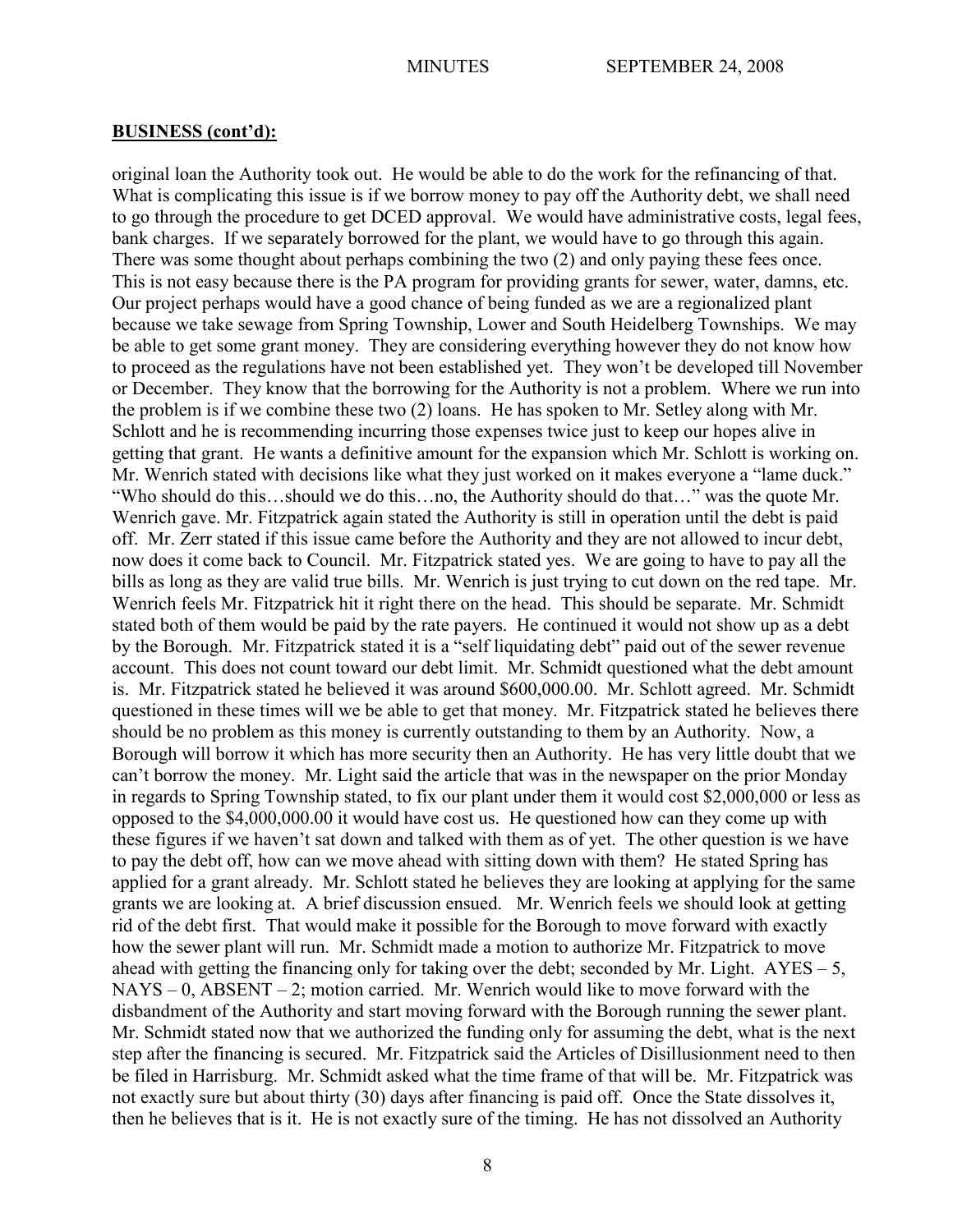**BUSINESS (cont'd):**

original loan the Authority took out. He would be able to do the work for the refinancing of that. What is complicating this issue is if we borrow money to pay off the Authority debt, we shall need to go through the procedure to get DCED approval. We would have administrative costs, legal fees, bank charges. If we separately borrowed for the plant, we would have to go through this again. There was some thought about perhaps combining the two (2) and only paying these fees once. This is not easy because there is the PA program for providing grants for sewer, water, damns, etc. Our project perhaps would have a good chance of being funded as we are a regionalized plant because we take sewage from Spring Township, Lower and South Heidelberg Townships. We may be able to get some grant money. They are considering everything however they do not know how to proceed as the regulations have not been established yet. They won't be developed till November or December. They know that the borrowing for the Authority is not a problem. Where we run into the problem is if we combine these two (2) loans. He has spoken to Mr. Setley along with Mr. Schlott and he is recommending incurring those expenses twice just to keep our hopes alive in getting that grant. He wants a definitive amount for the expansion which Mr. Schlott is working on. Mr. Wenrich stated with decisions like what they just worked on it makes everyone a "lame duck." "Who should do this…should we do this…no, the Authority should do that…" was the quote Mr. Wenrich gave. Mr. Fitzpatrick again stated the Authority is still in operation until the debt is paid off. Mr. Zerr stated if this issue came before the Authority and they are not allowed to incur debt, now does it come back to Council. Mr. Fitzpatrick stated yes. We are going to have to pay all the bills as long as they are valid true bills. Mr. Wenrich is just trying to cut down on the red tape. Mr. Wenrich feels Mr. Fitzpatrick hit it right there on the head. This should be separate. Mr. Schmidt stated both of them would be paid by the rate payers. He continued it would not show up as a debt by the Borough. Mr. Fitzpatrick stated it is a "self liquidating debt" paid out of the sewer revenue account. This does not count toward our debt limit. Mr. Schmidt questioned what the debt amount is. Mr. Fitzpatrick stated he believed it was around $600,000.00. Mr. Schlott agreed. Mr. Schmidt questioned in these times will we be able to get that money. Mr. Fitzpatrick stated he believes there should be no problem as this money is currently outstanding to them by an Authority. Now, a Borough will borrow it which has more security then an Authority. He has very little doubt that we can't borrow the money. Mr. Light said the article that was in the newspaper on the prior Monday in regards to Spring Township stated, to fix our plant under them it would cost $2,000,000 or less as opposed to the $4,000,000.00 it would have cost us. He questioned how can they come up with these figures if we haven't sat down and talked with them as of yet. The other question is we have to pay the debt off, how can we move ahead with sitting down with them? He stated Spring has applied for a grant already. Mr. Schlott stated he believes they are looking at applying for the same grants we are looking at. A brief discussion ensued. Mr. Wenrich feels we should look at getting rid of the debt first. That would make it possible for the Borough to move forward with exactly how the sewer plant will run. Mr. Schmidt made a motion to authorize Mr. Fitzpatrick to move ahead with getting the financing only for taking over the debt; seconded by Mr. Light. AYES – 5, NAYS – 0, ABSENT – 2; motion carried. Mr. Wenrich would like to move forward with the disbandment of the Authority and start moving forward with the Borough running the sewer plant. Mr. Schmidt stated now that we authorized the funding only for assuming the debt, what is the next step after the financing is secured. Mr. Fitzpatrick said the Articles of Disillusionment need to then be filed in Harrisburg. Mr. Schmidt asked what the time frame of that will be. Mr. Fitzpatrick was not exactly sure but about thirty (30) days after financing is paid off. Once the State dissolves it, then he believes that is it. He is not exactly sure of the timing. He has not dissolved an Authority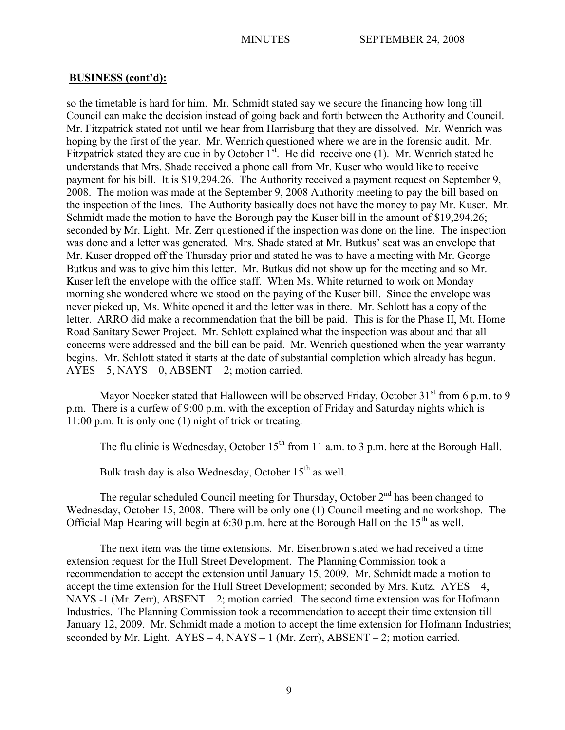## BUSINESS (cont'd):

so the timetable is hard for him. Mr. Schmidt stated say we secure the financing how long till Council can make the decision instead of going back and forth between the Authority and Council. Mr. Fitzpatrick stated not until we hear from Harrisburg that they are dissolved. Mr. Wenrich was hoping by the first of the year. Mr. Wenrich questioned where we are in the forensic audit. Mr. Fitzpatrick stated they are due in by October 1st. He did receive one (1). Mr. Wenrich stated he understands that Mrs. Shade received a phone call from Mr. Kuser who would like to receive payment for his bill. It is $19,294.26. The Authority received a payment request on September 9, 2008. The motion was made at the September 9, 2008 Authority meeting to pay the bill based on the inspection of the lines. The Authority basically does not have the money to pay Mr. Kuser. Mr. Schmidt made the motion to have the Borough pay the Kuser bill in the amount of $19,294.26; seconded by Mr. Light. Mr. Zerr questioned if the inspection was done on the line. The inspection was done and a letter was generated. Mrs. Shade stated at Mr. Butkus' seat was an envelope that Mr. Kuser dropped off the Thursday prior and stated he was to have a meeting with Mr. George Butkus and was to give him this letter. Mr. Butkus did not show up for the meeting and so Mr. Kuser left the envelope with the office staff. When Ms. White returned to work on Monday morning she wondered where we stood on the paying of the Kuser bill. Since the envelope was never picked up, Ms. White opened it and the letter was in there. Mr. Schlott has a copy of the letter. ARRO did make a recommendation that the bill be paid. This is for the Phase II, Mt. Home Road Sanitary Sewer Project. Mr. Schlott explained what the inspection was about and that all concerns were addressed and the bill can be paid. Mr. Wenrich questioned when the year warranty begins. Mr. Schlott stated it starts at the date of substantial completion which already has begun. AYES – 5, NAYS – 0, ABSENT – 2; motion carried.

Mayor Noecker stated that Halloween will be observed Friday, October 31st from 6 p.m. to 9 p.m. There is a curfew of 9:00 p.m. with the exception of Friday and Saturday nights which is 11:00 p.m. It is only one (1) night of trick or treating.

The flu clinic is Wednesday, October 15th from 11 a.m. to 3 p.m. here at the Borough Hall.

Bulk trash day is also Wednesday, October 15th as well.

The regular scheduled Council meeting for Thursday, October 2nd has been changed to Wednesday, October 15, 2008. There will be only one (1) Council meeting and no workshop. The Official Map Hearing will begin at 6:30 p.m. here at the Borough Hall on the 15th as well.

The next item was the time extensions. Mr. Eisenbrown stated we had received a time extension request for the Hull Street Development. The Planning Commission took a recommendation to accept the extension until January 15, 2009. Mr. Schmidt made a motion to accept the time extension for the Hull Street Development; seconded by Mrs. Kutz. AYES – 4, NAYS -1 (Mr. Zerr), ABSENT – 2; motion carried. The second time extension was for Hofmann Industries. The Planning Commission took a recommendation to accept their time extension till January 12, 2009. Mr. Schmidt made a motion to accept the time extension for Hofmann Industries; seconded by Mr. Light. AYES – 4, NAYS – 1 (Mr. Zerr), ABSENT – 2; motion carried.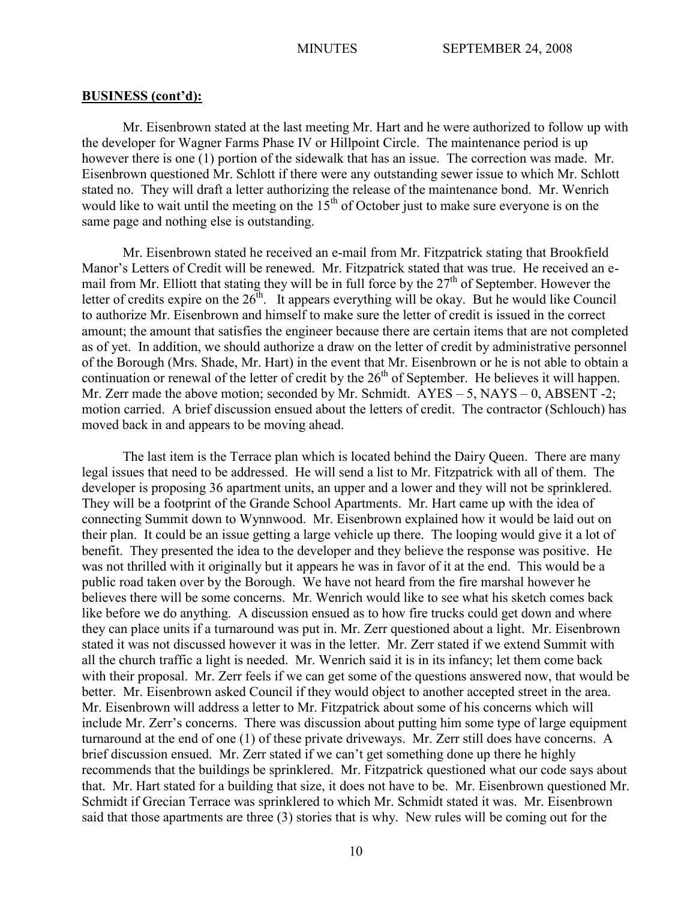**BUSINESS (cont'd):**

Mr. Eisenbrown stated at the last meeting Mr. Hart and he were authorized to follow up with the developer for Wagner Farms Phase IV or Hillpoint Circle. The maintenance period is up however there is one (1) portion of the sidewalk that has an issue. The correction was made. Mr. Eisenbrown questioned Mr. Schlott if there were any outstanding sewer issue to which Mr. Schlott stated no. They will draft a letter authorizing the release of the maintenance bond. Mr. Wenrich would like to wait until the meeting on the 15th of October just to make sure everyone is on the same page and nothing else is outstanding.

Mr. Eisenbrown stated he received an e-mail from Mr. Fitzpatrick stating that Brookfield Manor's Letters of Credit will be renewed. Mr. Fitzpatrick stated that was true. He received an e-mail from Mr. Elliott that stating they will be in full force by the 27th of September. However the letter of credits expire on the 26th. It appears everything will be okay. But he would like Council to authorize Mr. Eisenbrown and himself to make sure the letter of credit is issued in the correct amount; the amount that satisfies the engineer because there are certain items that are not completed as of yet. In addition, we should authorize a draw on the letter of credit by administrative personnel of the Borough (Mrs. Shade, Mr. Hart) in the event that Mr. Eisenbrown or he is not able to obtain a continuation or renewal of the letter of credit by the 26th of September. He believes it will happen. Mr. Zerr made the above motion; seconded by Mr. Schmidt. AYES – 5, NAYS – 0, ABSENT -2; motion carried. A brief discussion ensued about the letters of credit. The contractor (Schlouch) has moved back in and appears to be moving ahead.

The last item is the Terrace plan which is located behind the Dairy Queen. There are many legal issues that need to be addressed. He will send a list to Mr. Fitzpatrick with all of them. The developer is proposing 36 apartment units, an upper and a lower and they will not be sprinklered. They will be a footprint of the Grande School Apartments. Mr. Hart came up with the idea of connecting Summit down to Wynnwood. Mr. Eisenbrown explained how it would be laid out on their plan. It could be an issue getting a large vehicle up there. The looping would give it a lot of benefit. They presented the idea to the developer and they believe the response was positive. He was not thrilled with it originally but it appears he was in favor of it at the end. This would be a public road taken over by the Borough. We have not heard from the fire marshal however he believes there will be some concerns. Mr. Wenrich would like to see what his sketch comes back like before we do anything. A discussion ensued as to how fire trucks could get down and where they can place units if a turnaround was put in. Mr. Zerr questioned about a light. Mr. Eisenbrown stated it was not discussed however it was in the letter. Mr. Zerr stated if we extend Summit with all the church traffic a light is needed. Mr. Wenrich said it is in its infancy; let them come back with their proposal. Mr. Zerr feels if we can get some of the questions answered now, that would be better. Mr. Eisenbrown asked Council if they would object to another accepted street in the area. Mr. Eisenbrown will address a letter to Mr. Fitzpatrick about some of his concerns which will include Mr. Zerr's concerns. There was discussion about putting him some type of large equipment turnaround at the end of one (1) of these private driveways. Mr. Zerr still does have concerns. A brief discussion ensued. Mr. Zerr stated if we can't get something done up there he highly recommends that the buildings be sprinklered. Mr. Fitzpatrick questioned what our code says about that. Mr. Hart stated for a building that size, it does not have to be. Mr. Eisenbrown questioned Mr. Schmidt if Grecian Terrace was sprinklered to which Mr. Schmidt stated it was. Mr. Eisenbrown said that those apartments are three (3) stories that is why. New rules will be coming out for the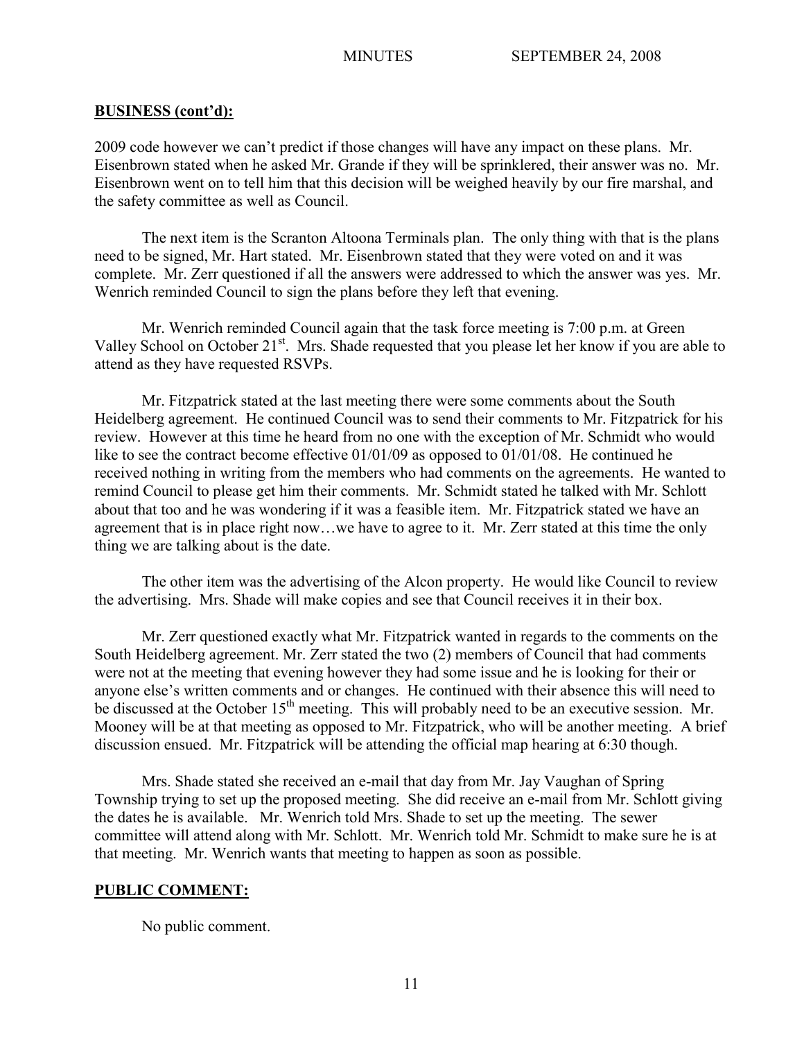**BUSINESS (cont'd):**

2009 code however we can't predict if those changes will have any impact on these plans. Mr. Eisenbrown stated when he asked Mr. Grande if they will be sprinklered, their answer was no. Mr. Eisenbrown went on to tell him that this decision will be weighed heavily by our fire marshal, and the safety committee as well as Council.

The next item is the Scranton Altoona Terminals plan. The only thing with that is the plans need to be signed, Mr. Hart stated. Mr. Eisenbrown stated that they were voted on and it was complete. Mr. Zerr questioned if all the answers were addressed to which the answer was yes. Mr. Wenrich reminded Council to sign the plans before they left that evening.

Mr. Wenrich reminded Council again that the task force meeting is 7:00 p.m. at Green Valley School on October 21st. Mrs. Shade requested that you please let her know if you are able to attend as they have requested RSVPs.

Mr. Fitzpatrick stated at the last meeting there were some comments about the South Heidelberg agreement. He continued Council was to send their comments to Mr. Fitzpatrick for his review. However at this time he heard from no one with the exception of Mr. Schmidt who would like to see the contract become effective 01/01/09 as opposed to 01/01/08. He continued he received nothing in writing from the members who had comments on the agreements. He wanted to remind Council to please get him their comments. Mr. Schmidt stated he talked with Mr. Schlott about that too and he was wondering if it was a feasible item. Mr. Fitzpatrick stated we have an agreement that is in place right now…we have to agree to it. Mr. Zerr stated at this time the only thing we are talking about is the date.

The other item was the advertising of the Alcon property. He would like Council to review the advertising. Mrs. Shade will make copies and see that Council receives it in their box.

Mr. Zerr questioned exactly what Mr. Fitzpatrick wanted in regards to the comments on the South Heidelberg agreement. Mr. Zerr stated the two (2) members of Council that had comments were not at the meeting that evening however they had some issue and he is looking for their or anyone else's written comments and or changes. He continued with their absence this will need to be discussed at the October 15th meeting. This will probably need to be an executive session. Mr. Mooney will be at that meeting as opposed to Mr. Fitzpatrick, who will be another meeting. A brief discussion ensued. Mr. Fitzpatrick will be attending the official map hearing at 6:30 though.

Mrs. Shade stated she received an e-mail that day from Mr. Jay Vaughan of Spring Township trying to set up the proposed meeting. She did receive an e-mail from Mr. Schlott giving the dates he is available. Mr. Wenrich told Mrs. Shade to set up the meeting. The sewer committee will attend along with Mr. Schlott. Mr. Wenrich told Mr. Schmidt to make sure he is at that meeting. Mr. Wenrich wants that meeting to happen as soon as possible.

**PUBLIC COMMENT:**

No public comment.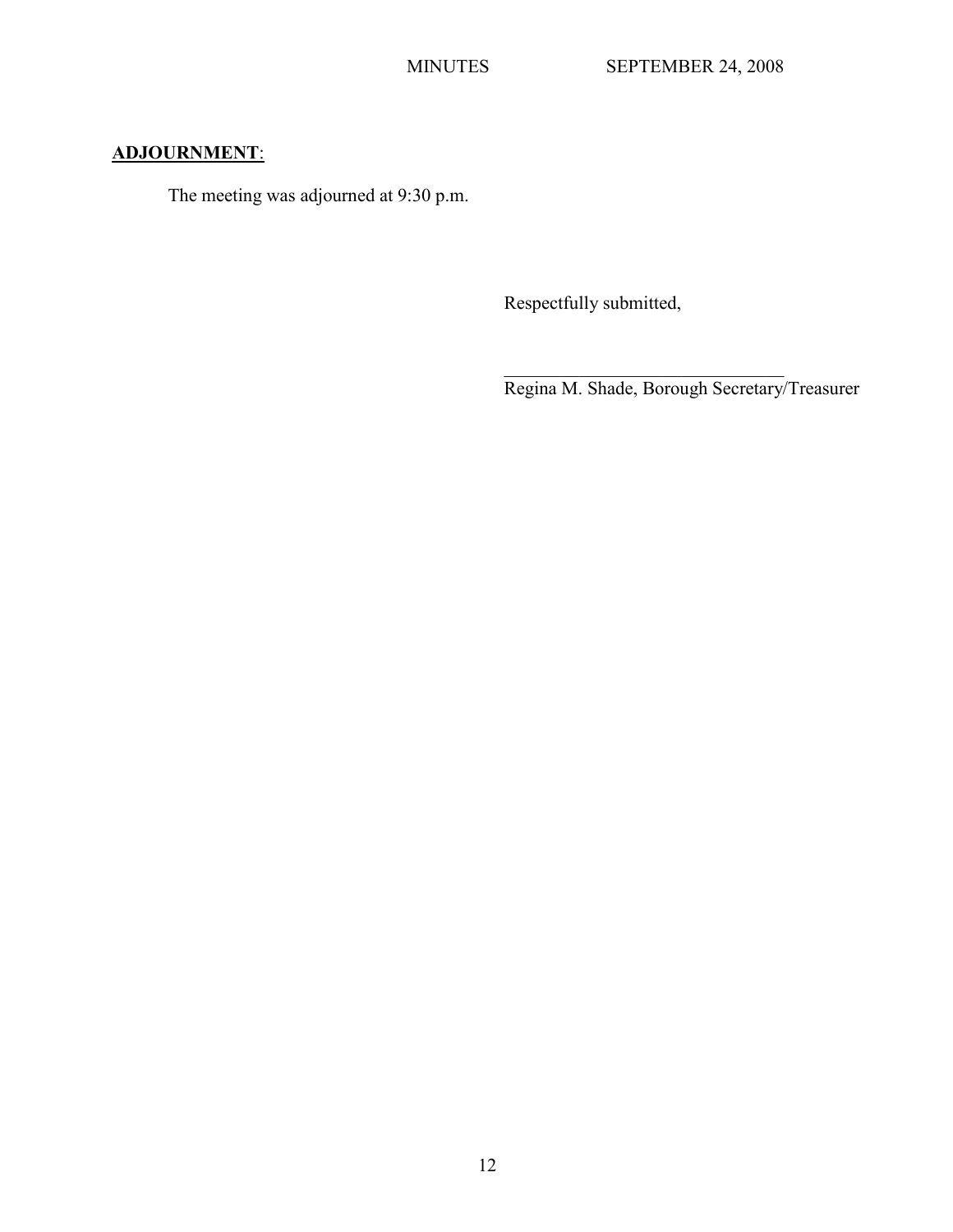**ADJOURNMENT**:

The meeting was adjourned at 9:30 p.m.

Respectfully submitted,

\_\_\_\_\_\_\_\_\_\_\_\_\_\_\_\_\_\_\_\_\_\_\_\_\_\_\_\_\_\_\_\_

Regina M. Shade, Borough Secretary/Treasurer